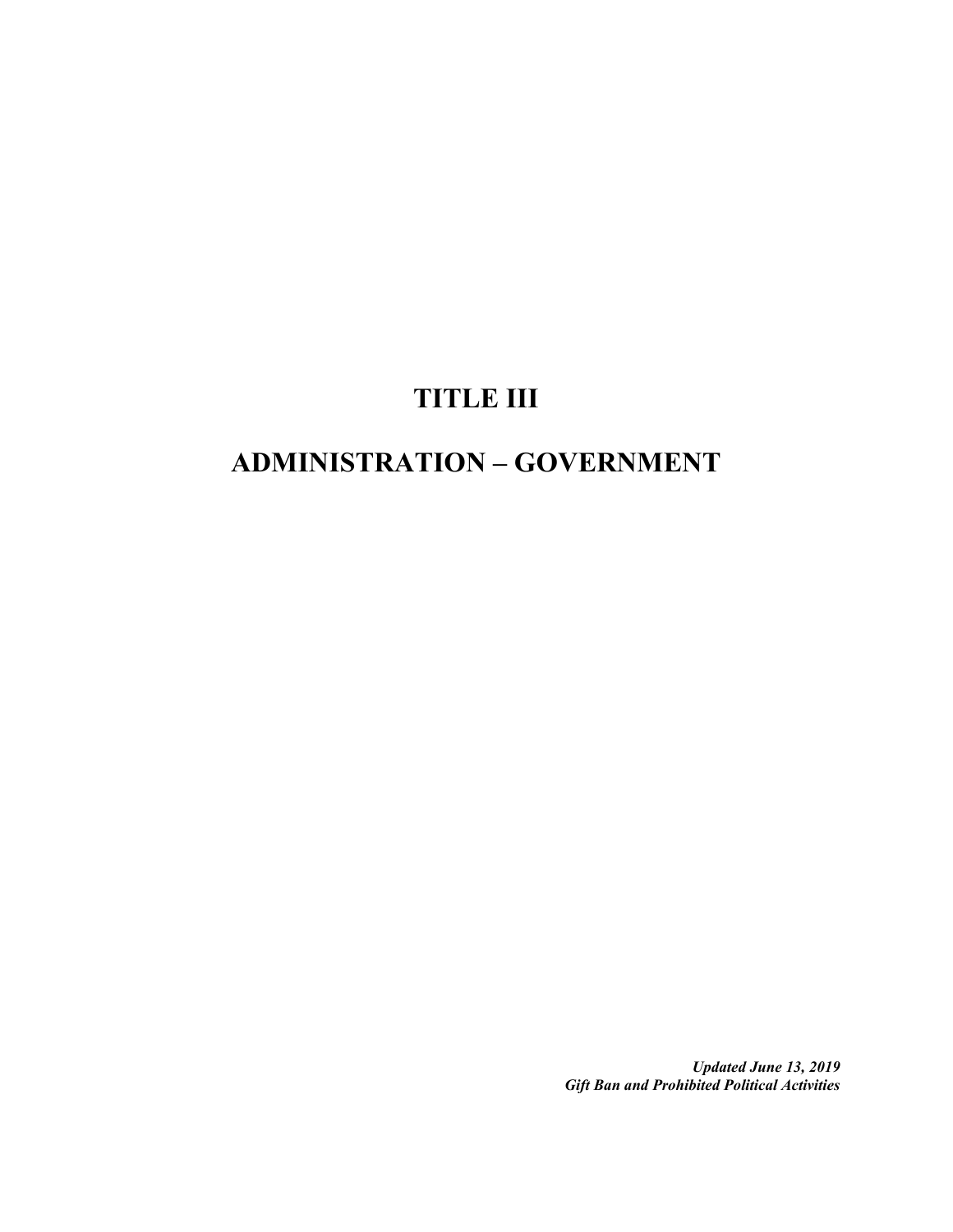# TITLE III

# ADMINISTRATION – GOVERNMENT

***Updated June 13, 2019***
***Gift Ban and Prohibited Political Activities***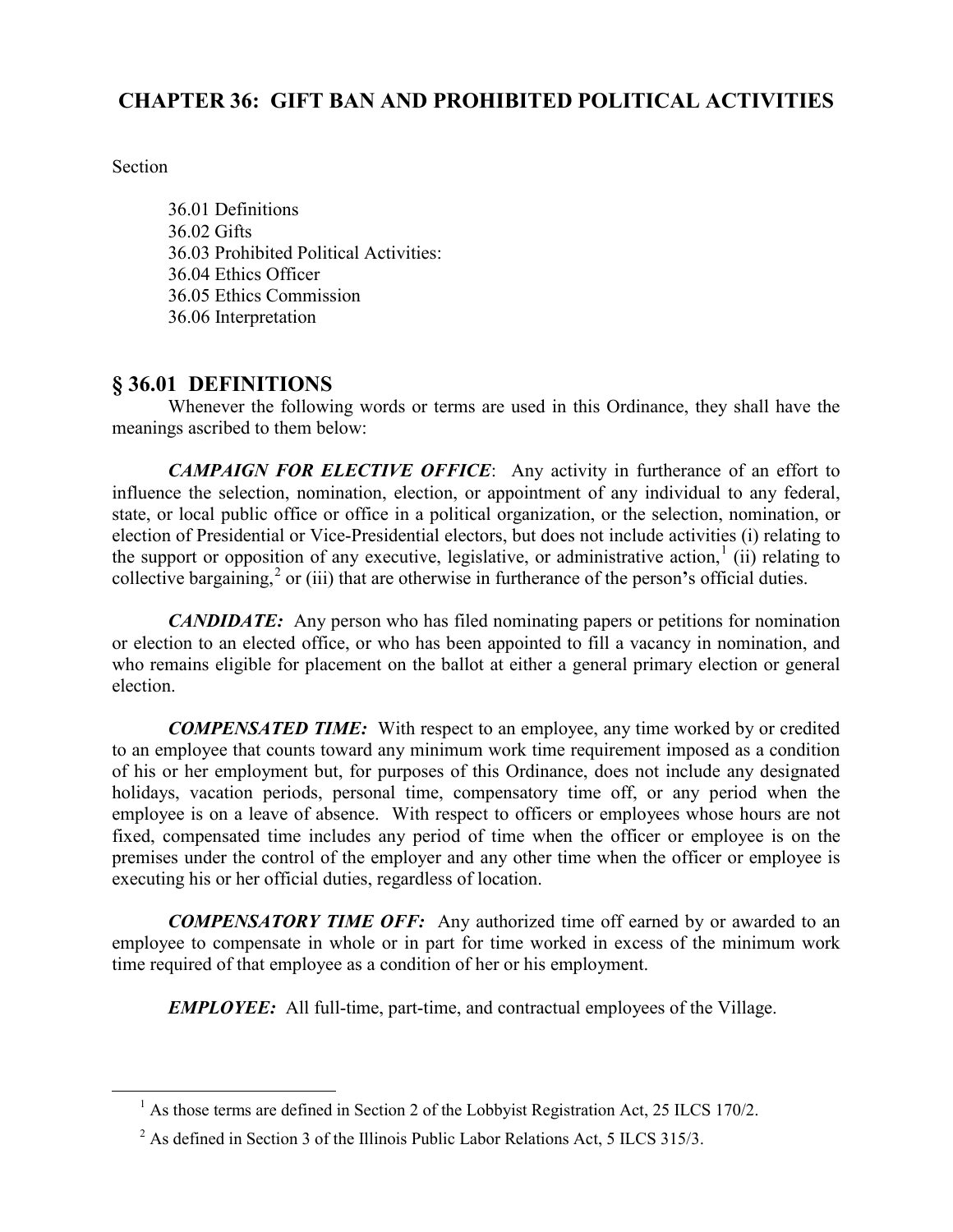# CHAPTER 36: GIFT BAN AND PROHIBITED POLITICAL ACTIVITIES

Section

36.01 Definitions
36.02 Gifts
36.03 Prohibited Political Activities:
36.04 Ethics Officer
36.05 Ethics Commission
36.06 Interpretation

## § 36.01 DEFINITIONS

Whenever the following words or terms are used in this Ordinance, they shall have the meanings ascribed to them below:

***CAMPAIGN FOR ELECTIVE OFFICE***: Any activity in furtherance of an effort to influence the selection, nomination, election, or appointment of any individual to any federal, state, or local public office or office in a political organization, or the selection, nomination, or election of Presidential or Vice-Presidential electors, but does not include activities (i) relating to the support or opposition of any executive, legislative, or administrative action,[1] (ii) relating to collective bargaining,[2] or (iii) that are otherwise in furtherance of the person's official duties.

***CANDIDATE:*** Any person who has filed nominating papers or petitions for nomination or election to an elected office, or who has been appointed to fill a vacancy in nomination, and who remains eligible for placement on the ballot at either a general primary election or general election.

***COMPENSATED TIME:*** With respect to an employee, any time worked by or credited to an employee that counts toward any minimum work time requirement imposed as a condition of his or her employment but, for purposes of this Ordinance, does not include any designated holidays, vacation periods, personal time, compensatory time off, or any period when the employee is on a leave of absence. With respect to officers or employees whose hours are not fixed, compensated time includes any period of time when the officer or employee is on the premises under the control of the employer and any other time when the officer or employee is executing his or her official duties, regardless of location.

***COMPENSATORY TIME OFF:*** Any authorized time off earned by or awarded to an employee to compensate in whole or in part for time worked in excess of the minimum work time required of that employee as a condition of her or his employment.

***EMPLOYEE:*** All full-time, part-time, and contractual employees of the Village.

---

[1] As those terms are defined in Section 2 of the Lobbyist Registration Act, 25 ILCS 170/2.

[2] As defined in Section 3 of the Illinois Public Labor Relations Act, 5 ILCS 315/3.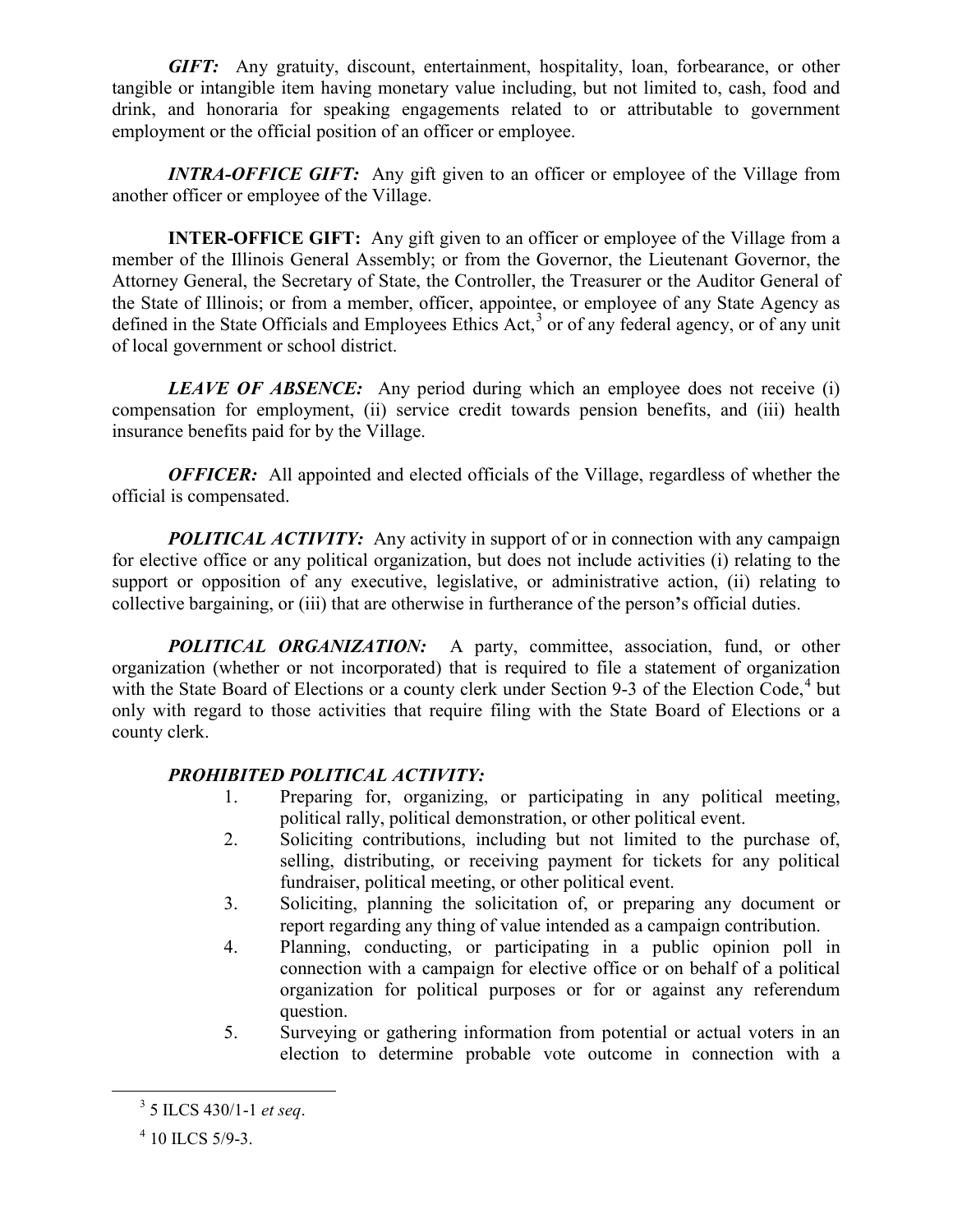***GIFT:*** Any gratuity, discount, entertainment, hospitality, loan, forbearance, or other tangible or intangible item having monetary value including, but not limited to, cash, food and drink, and honoraria for speaking engagements related to or attributable to government employment or the official position of an officer or employee.

***INTRA-OFFICE GIFT:*** Any gift given to an officer or employee of the Village from another officer or employee of the Village.

**INTER-OFFICE GIFT:** Any gift given to an officer or employee of the Village from a member of the Illinois General Assembly; or from the Governor, the Lieutenant Governor, the Attorney General, the Secretary of State, the Controller, the Treasurer or the Auditor General of the State of Illinois; or from a member, officer, appointee, or employee of any State Agency as defined in the State Officials and Employees Ethics Act,[3] or of any federal agency, or of any unit of local government or school district.

***LEAVE OF ABSENCE:*** Any period during which an employee does not receive (i) compensation for employment, (ii) service credit towards pension benefits, and (iii) health insurance benefits paid for by the Village.

***OFFICER:*** All appointed and elected officials of the Village, regardless of whether the official is compensated.

***POLITICAL ACTIVITY:*** Any activity in support of or in connection with any campaign for elective office or any political organization, but does not include activities (i) relating to the support or opposition of any executive, legislative, or administrative action, (ii) relating to collective bargaining, or (iii) that are otherwise in furtherance of the person's official duties.

***POLITICAL ORGANIZATION:*** A party, committee, association, fund, or other organization (whether or not incorporated) that is required to file a statement of organization with the State Board of Elections or a county clerk under Section 9-3 of the Election Code,[4] but only with regard to those activities that require filing with the State Board of Elections or a county clerk.

***PROHIBITED POLITICAL ACTIVITY:***

1. Preparing for, organizing, or participating in any political meeting, political rally, political demonstration, or other political event.
2. Soliciting contributions, including but not limited to the purchase of, selling, distributing, or receiving payment for tickets for any political fundraiser, political meeting, or other political event.
3. Soliciting, planning the solicitation of, or preparing any document or report regarding any thing of value intended as a campaign contribution.
4. Planning, conducting, or participating in a public opinion poll in connection with a campaign for elective office or on behalf of a political organization for political purposes or for or against any referendum question.
5. Surveying or gathering information from potential or actual voters in an election to determine probable vote outcome in connection with a

---

[3] 5 ILCS 430/1-1 *et seq*.

[4] 10 ILCS 5/9-3.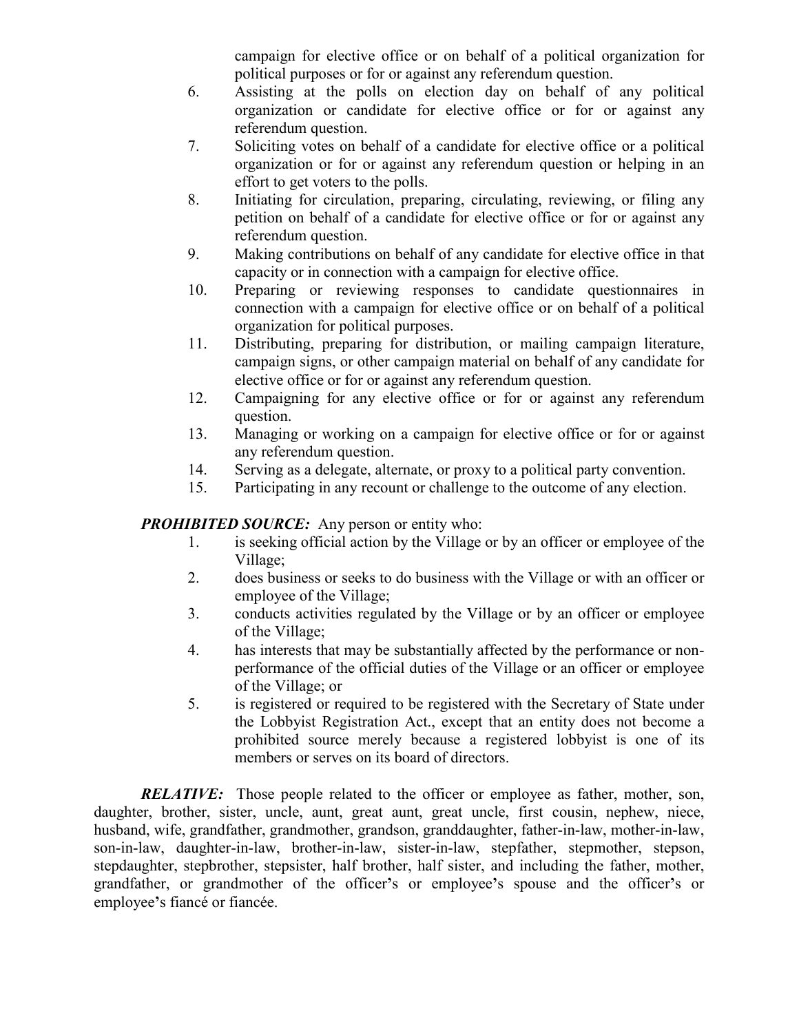campaign for elective office or on behalf of a political organization for political purposes or for or against any referendum question.

6. Assisting at the polls on election day on behalf of any political organization or candidate for elective office or for or against any referendum question.
7. Soliciting votes on behalf of a candidate for elective office or a political organization or for or against any referendum question or helping in an effort to get voters to the polls.
8. Initiating for circulation, preparing, circulating, reviewing, or filing any petition on behalf of a candidate for elective office or for or against any referendum question.
9. Making contributions on behalf of any candidate for elective office in that capacity or in connection with a campaign for elective office.
10. Preparing or reviewing responses to candidate questionnaires in connection with a campaign for elective office or on behalf of a political organization for political purposes.
11. Distributing, preparing for distribution, or mailing campaign literature, campaign signs, or other campaign material on behalf of any candidate for elective office or for or against any referendum question.
12. Campaigning for any elective office or for or against any referendum question.
13. Managing or working on a campaign for elective office or for or against any referendum question.
14. Serving as a delegate, alternate, or proxy to a political party convention.
15. Participating in any recount or challenge to the outcome of any election.

***PROHIBITED SOURCE:*** Any person or entity who:

1. is seeking official action by the Village or by an officer or employee of the Village;
2. does business or seeks to do business with the Village or with an officer or employee of the Village;
3. conducts activities regulated by the Village or by an officer or employee of the Village;
4. has interests that may be substantially affected by the performance or non-performance of the official duties of the Village or an officer or employee of the Village; or
5. is registered or required to be registered with the Secretary of State under the Lobbyist Registration Act., except that an entity does not become a prohibited source merely because a registered lobbyist is one of its members or serves on its board of directors.

***RELATIVE:*** Those people related to the officer or employee as father, mother, son, daughter, brother, sister, uncle, aunt, great aunt, great uncle, first cousin, nephew, niece, husband, wife, grandfather, grandmother, grandson, granddaughter, father-in-law, mother-in-law, son-in-law, daughter-in-law, brother-in-law, sister-in-law, stepfather, stepmother, stepson, stepdaughter, stepbrother, stepsister, half brother, half sister, and including the father, mother, grandfather, or grandmother of the officer's or employee's spouse and the officer's or employee's fiancé or fiancée.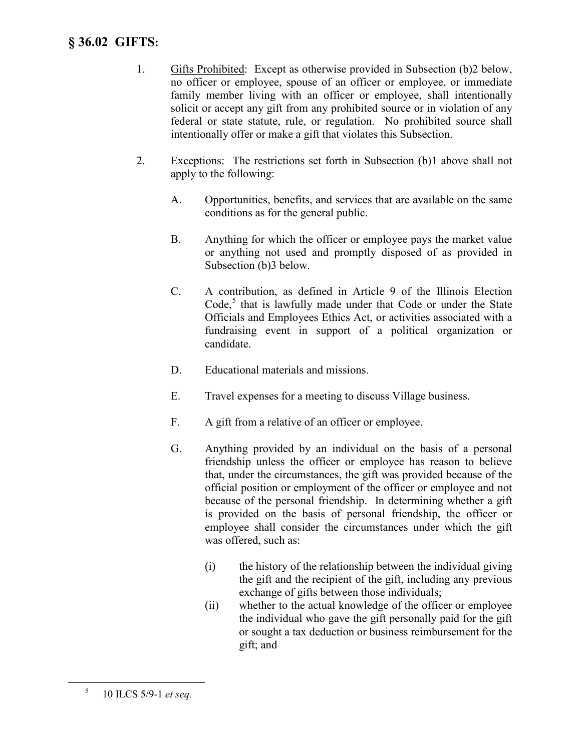## § 36.02 GIFTS:

1. Gifts Prohibited: Except as otherwise provided in Subsection (b)2 below, no officer or employee, spouse of an officer or employee, or immediate family member living with an officer or employee, shall intentionally solicit or accept any gift from any prohibited source or in violation of any federal or state statute, rule, or regulation. No prohibited source shall intentionally offer or make a gift that violates this Subsection.

2. Exceptions: The restrictions set forth in Subsection (b)1 above shall not apply to the following:

   A. Opportunities, benefits, and services that are available on the same conditions as for the general public.

   B. Anything for which the officer or employee pays the market value or anything not used and promptly disposed of as provided in Subsection (b)3 below.

   C. A contribution, as defined in Article 9 of the Illinois Election Code,[5] that is lawfully made under that Code or under the State Officials and Employees Ethics Act, or activities associated with a fundraising event in support of a political organization or candidate.

   D. Educational materials and missions.

   E. Travel expenses for a meeting to discuss Village business.

   F. A gift from a relative of an officer or employee.

   G. Anything provided by an individual on the basis of a personal friendship unless the officer or employee has reason to believe that, under the circumstances, the gift was provided because of the official position or employment of the officer or employee and not because of the personal friendship. In determining whether a gift is provided on the basis of personal friendship, the officer or employee shall consider the circumstances under which the gift was offered, such as:

      (i) the history of the relationship between the individual giving the gift and the recipient of the gift, including any previous exchange of gifts between those individuals;
      (ii) whether to the actual knowledge of the officer or employee the individual who gave the gift personally paid for the gift or sought a tax deduction or business reimbursement for the gift; and

---

[5] 10 ILCS 5/9-1 *et seq.*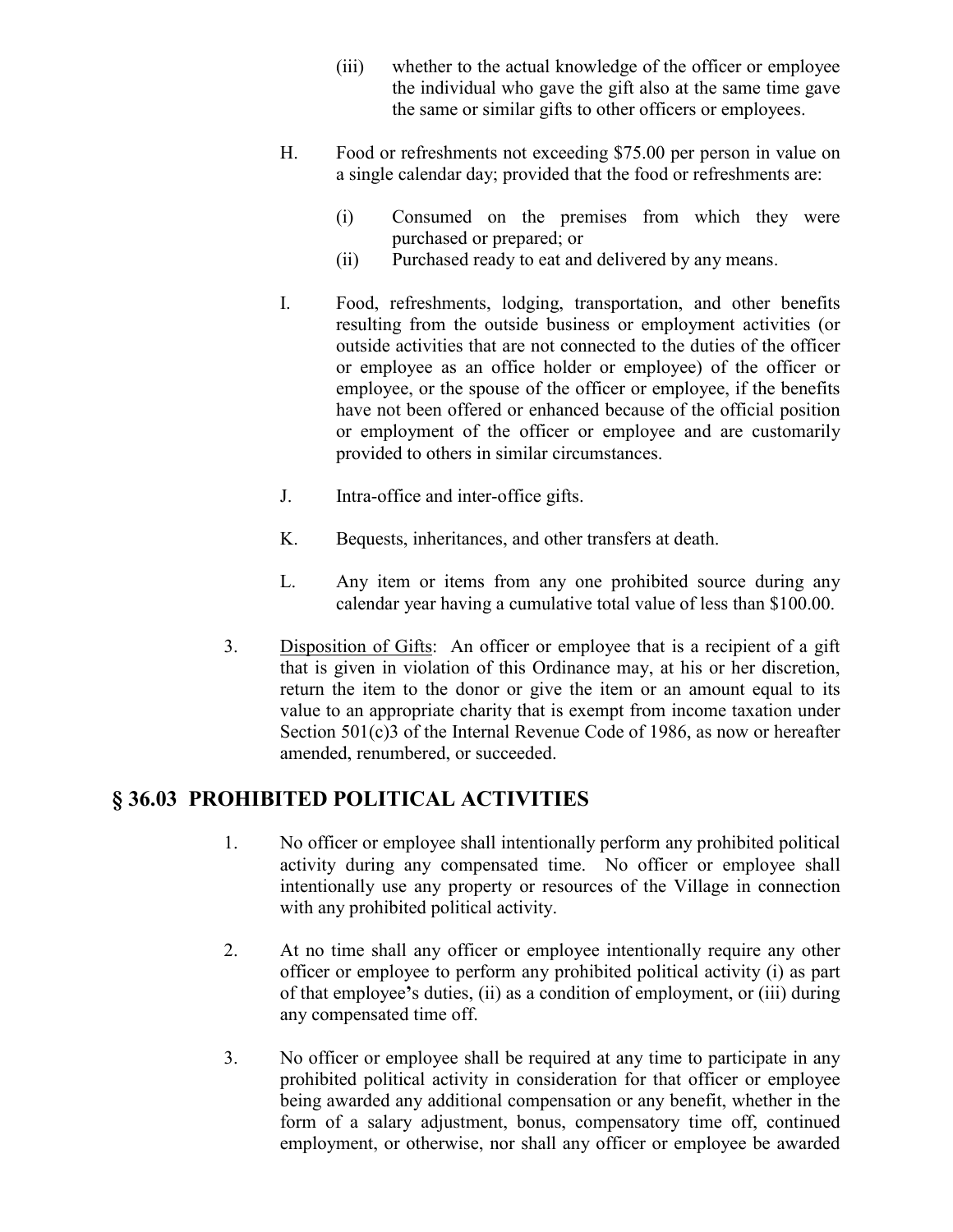(iii) whether to the actual knowledge of the officer or employee the individual who gave the gift also at the same time gave the same or similar gifts to other officers or employees.

H. Food or refreshments not exceeding $75.00 per person in value on a single calendar day; provided that the food or refreshments are:

(i) Consumed on the premises from which they were purchased or prepared; or

(ii) Purchased ready to eat and delivered by any means.

I. Food, refreshments, lodging, transportation, and other benefits resulting from the outside business or employment activities (or outside activities that are not connected to the duties of the officer or employee as an office holder or employee) of the officer or employee, or the spouse of the officer or employee, if the benefits have not been offered or enhanced because of the official position or employment of the officer or employee and are customarily provided to others in similar circumstances.

J. Intra-office and inter-office gifts.

K. Bequests, inheritances, and other transfers at death.

L. Any item or items from any one prohibited source during any calendar year having a cumulative total value of less than $100.00.

3. Disposition of Gifts: An officer or employee that is a recipient of a gift that is given in violation of this Ordinance may, at his or her discretion, return the item to the donor or give the item or an amount equal to its value to an appropriate charity that is exempt from income taxation under Section 501(c)3 of the Internal Revenue Code of 1986, as now or hereafter amended, renumbered, or succeeded.

## § 36.03 PROHIBITED POLITICAL ACTIVITIES

1. No officer or employee shall intentionally perform any prohibited political activity during any compensated time. No officer or employee shall intentionally use any property or resources of the Village in connection with any prohibited political activity.

2. At no time shall any officer or employee intentionally require any other officer or employee to perform any prohibited political activity (i) as part of that employee's duties, (ii) as a condition of employment, or (iii) during any compensated time off.

3. No officer or employee shall be required at any time to participate in any prohibited political activity in consideration for that officer or employee being awarded any additional compensation or any benefit, whether in the form of a salary adjustment, bonus, compensatory time off, continued employment, or otherwise, nor shall any officer or employee be awarded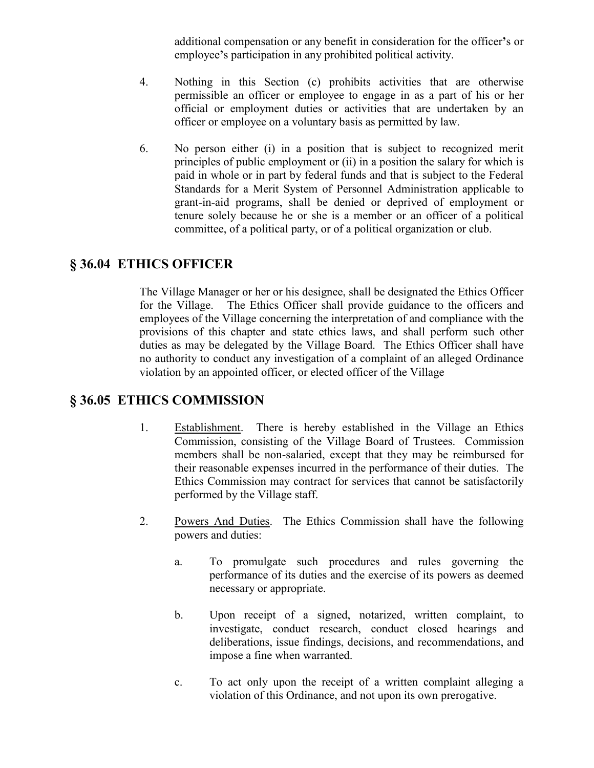additional compensation or any benefit in consideration for the officer's or employee's participation in any prohibited political activity.

4. Nothing in this Section (c) prohibits activities that are otherwise permissible an officer or employee to engage in as a part of his or her official or employment duties or activities that are undertaken by an officer or employee on a voluntary basis as permitted by law.

6. No person either (i) in a position that is subject to recognized merit principles of public employment or (ii) in a position the salary for which is paid in whole or in part by federal funds and that is subject to the Federal Standards for a Merit System of Personnel Administration applicable to grant-in-aid programs, shall be denied or deprived of employment or tenure solely because he or she is a member or an officer of a political committee, of a political party, or of a political organization or club.

## § 36.04 ETHICS OFFICER

The Village Manager or her or his designee, shall be designated the Ethics Officer for the Village. The Ethics Officer shall provide guidance to the officers and employees of the Village concerning the interpretation of and compliance with the provisions of this chapter and state ethics laws, and shall perform such other duties as may be delegated by the Village Board. The Ethics Officer shall have no authority to conduct any investigation of a complaint of an alleged Ordinance violation by an appointed officer, or elected officer of the Village

## § 36.05 ETHICS COMMISSION

1. Establishment. There is hereby established in the Village an Ethics Commission, consisting of the Village Board of Trustees. Commission members shall be non-salaried, except that they may be reimbursed for their reasonable expenses incurred in the performance of their duties. The Ethics Commission may contract for services that cannot be satisfactorily performed by the Village staff.

2. Powers And Duties. The Ethics Commission shall have the following powers and duties:

   a. To promulgate such procedures and rules governing the performance of its duties and the exercise of its powers as deemed necessary or appropriate.

   b. Upon receipt of a signed, notarized, written complaint, to investigate, conduct research, conduct closed hearings and deliberations, issue findings, decisions, and recommendations, and impose a fine when warranted.

   c. To act only upon the receipt of a written complaint alleging a violation of this Ordinance, and not upon its own prerogative.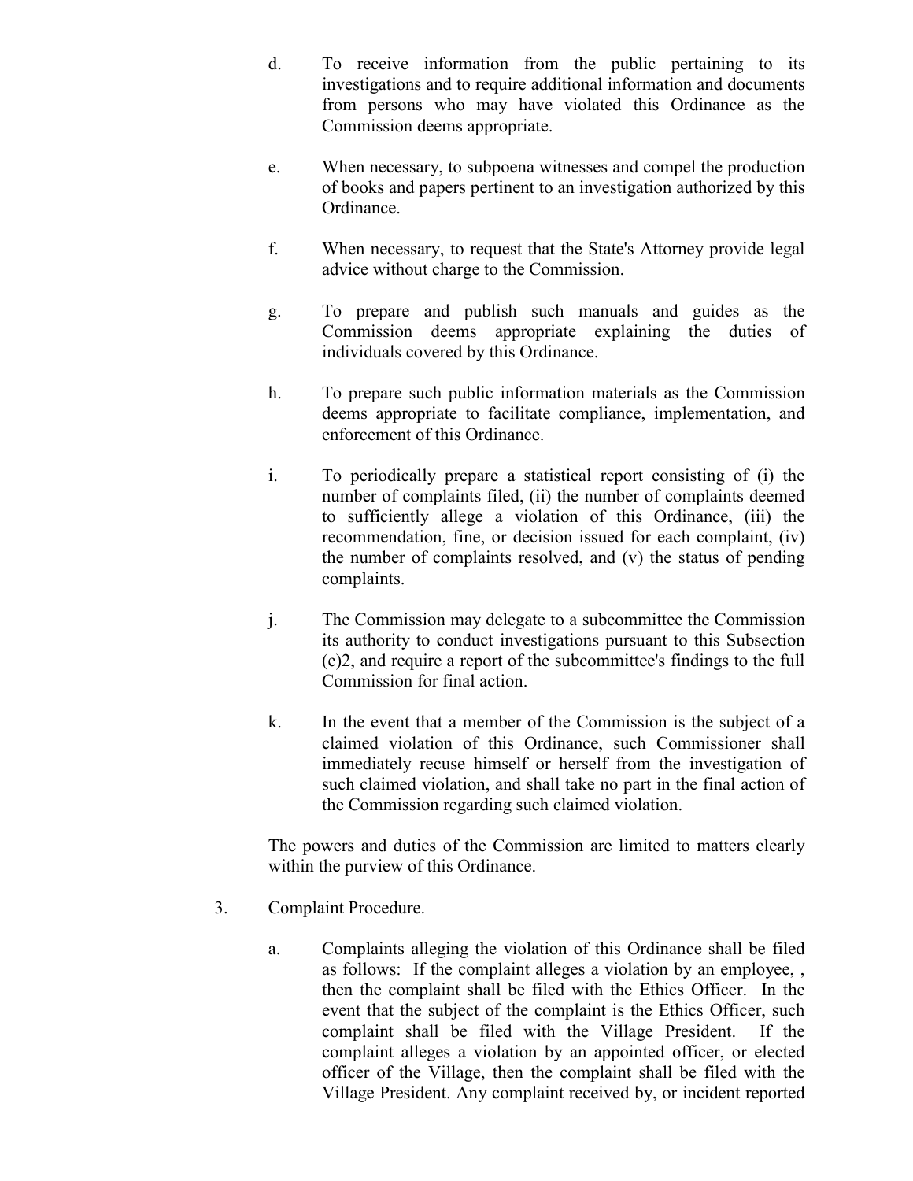d. To receive information from the public pertaining to its investigations and to require additional information and documents from persons who may have violated this Ordinance as the Commission deems appropriate.

e. When necessary, to subpoena witnesses and compel the production of books and papers pertinent to an investigation authorized by this Ordinance.

f. When necessary, to request that the State's Attorney provide legal advice without charge to the Commission.

g. To prepare and publish such manuals and guides as the Commission deems appropriate explaining the duties of individuals covered by this Ordinance.

h. To prepare such public information materials as the Commission deems appropriate to facilitate compliance, implementation, and enforcement of this Ordinance.

i. To periodically prepare a statistical report consisting of (i) the number of complaints filed, (ii) the number of complaints deemed to sufficiently allege a violation of this Ordinance, (iii) the recommendation, fine, or decision issued for each complaint, (iv) the number of complaints resolved, and (v) the status of pending complaints.

j. The Commission may delegate to a subcommittee the Commission its authority to conduct investigations pursuant to this Subsection (e)2, and require a report of the subcommittee's findings to the full Commission for final action.

k. In the event that a member of the Commission is the subject of a claimed violation of this Ordinance, such Commissioner shall immediately recuse himself or herself from the investigation of such claimed violation, and shall take no part in the final action of the Commission regarding such claimed violation.

The powers and duties of the Commission are limited to matters clearly within the purview of this Ordinance.

3. <u>Complaint Procedure</u>.

a. Complaints alleging the violation of this Ordinance shall be filed as follows: If the complaint alleges a violation by an employee, , then the complaint shall be filed with the Ethics Officer. In the event that the subject of the complaint is the Ethics Officer, such complaint shall be filed with the Village President. If the complaint alleges a violation by an appointed officer, or elected officer of the Village, then the complaint shall be filed with the Village President. Any complaint received by, or incident reported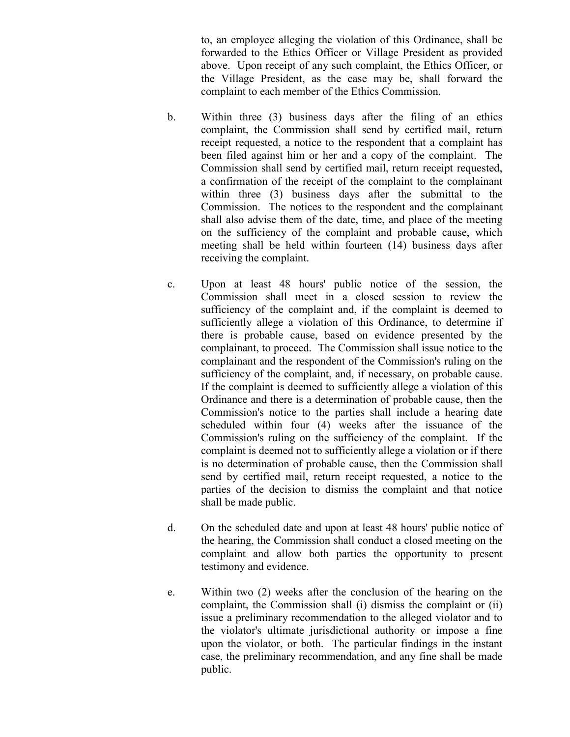to, an employee alleging the violation of this Ordinance, shall be forwarded to the Ethics Officer or Village President as provided above. Upon receipt of any such complaint, the Ethics Officer, or the Village President, as the case may be, shall forward the complaint to each member of the Ethics Commission.

b. Within three (3) business days after the filing of an ethics complaint, the Commission shall send by certified mail, return receipt requested, a notice to the respondent that a complaint has been filed against him or her and a copy of the complaint. The Commission shall send by certified mail, return receipt requested, a confirmation of the receipt of the complaint to the complainant within three (3) business days after the submittal to the Commission. The notices to the respondent and the complainant shall also advise them of the date, time, and place of the meeting on the sufficiency of the complaint and probable cause, which meeting shall be held within fourteen (14) business days after receiving the complaint.

c. Upon at least 48 hours' public notice of the session, the Commission shall meet in a closed session to review the sufficiency of the complaint and, if the complaint is deemed to sufficiently allege a violation of this Ordinance, to determine if there is probable cause, based on evidence presented by the complainant, to proceed. The Commission shall issue notice to the complainant and the respondent of the Commission's ruling on the sufficiency of the complaint, and, if necessary, on probable cause. If the complaint is deemed to sufficiently allege a violation of this Ordinance and there is a determination of probable cause, then the Commission's notice to the parties shall include a hearing date scheduled within four (4) weeks after the issuance of the Commission's ruling on the sufficiency of the complaint. If the complaint is deemed not to sufficiently allege a violation or if there is no determination of probable cause, then the Commission shall send by certified mail, return receipt requested, a notice to the parties of the decision to dismiss the complaint and that notice shall be made public.

d. On the scheduled date and upon at least 48 hours' public notice of the hearing, the Commission shall conduct a closed meeting on the complaint and allow both parties the opportunity to present testimony and evidence.

e. Within two (2) weeks after the conclusion of the hearing on the complaint, the Commission shall (i) dismiss the complaint or (ii) issue a preliminary recommendation to the alleged violator and to the violator's ultimate jurisdictional authority or impose a fine upon the violator, or both. The particular findings in the instant case, the preliminary recommendation, and any fine shall be made public.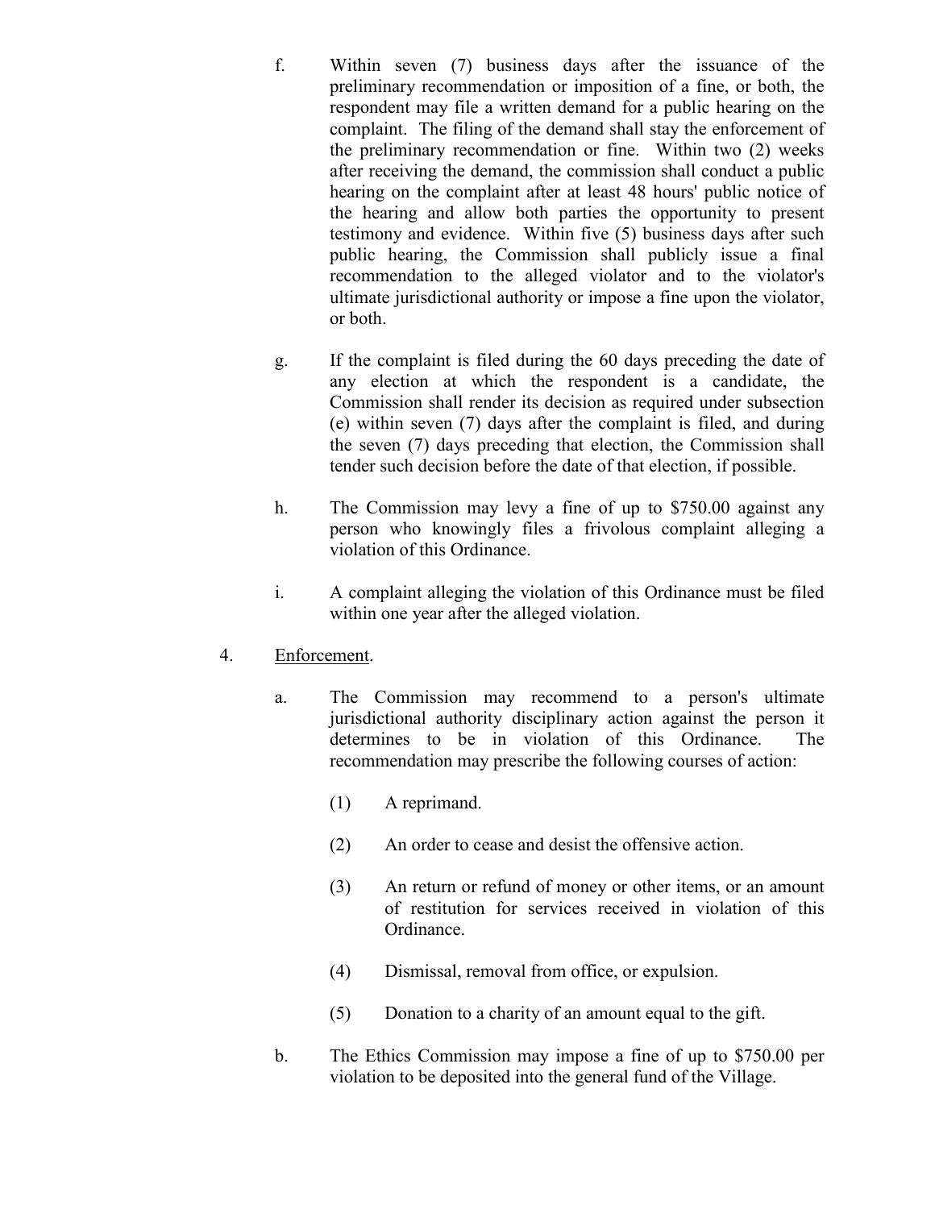f. Within seven (7) business days after the issuance of the preliminary recommendation or imposition of a fine, or both, the respondent may file a written demand for a public hearing on the complaint. The filing of the demand shall stay the enforcement of the preliminary recommendation or fine. Within two (2) weeks after receiving the demand, the commission shall conduct a public hearing on the complaint after at least 48 hours' public notice of the hearing and allow both parties the opportunity to present testimony and evidence. Within five (5) business days after such public hearing, the Commission shall publicly issue a final recommendation to the alleged violator and to the violator's ultimate jurisdictional authority or impose a fine upon the violator, or both.

g. If the complaint is filed during the 60 days preceding the date of any election at which the respondent is a candidate, the Commission shall render its decision as required under subsection (e) within seven (7) days after the complaint is filed, and during the seven (7) days preceding that election, the Commission shall tender such decision before the date of that election, if possible.

h. The Commission may levy a fine of up to $750.00 against any person who knowingly files a frivolous complaint alleging a violation of this Ordinance.

i. A complaint alleging the violation of this Ordinance must be filed within one year after the alleged violation.

4. Enforcement.

a. The Commission may recommend to a person's ultimate jurisdictional authority disciplinary action against the person it determines to be in violation of this Ordinance. The recommendation may prescribe the following courses of action:

(1) A reprimand.

(2) An order to cease and desist the offensive action.

(3) An return or refund of money or other items, or an amount of restitution for services received in violation of this Ordinance.

(4) Dismissal, removal from office, or expulsion.

(5) Donation to a charity of an amount equal to the gift.

b. The Ethics Commission may impose a fine of up to $750.00 per violation to be deposited into the general fund of the Village.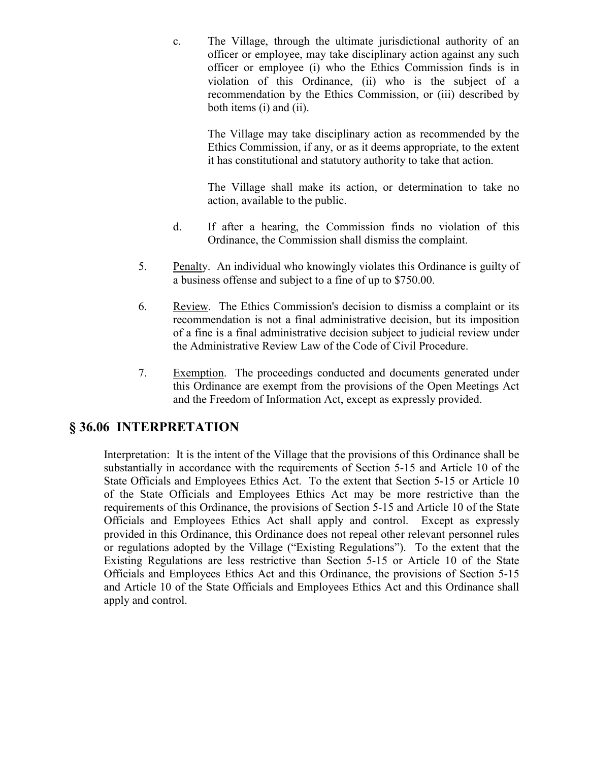c. The Village, through the ultimate jurisdictional authority of an officer or employee, may take disciplinary action against any such officer or employee (i) who the Ethics Commission finds is in violation of this Ordinance, (ii) who is the subject of a recommendation by the Ethics Commission, or (iii) described by both items (i) and (ii).

   The Village may take disciplinary action as recommended by the Ethics Commission, if any, or as it deems appropriate, to the extent it has constitutional and statutory authority to take that action.

   The Village shall make its action, or determination to take no action, available to the public.

d. If after a hearing, the Commission finds no violation of this Ordinance, the Commission shall dismiss the complaint.

5. Penalty. An individual who knowingly violates this Ordinance is guilty of a business offense and subject to a fine of up to $750.00.

6. Review. The Ethics Commission's decision to dismiss a complaint or its recommendation is not a final administrative decision, but its imposition of a fine is a final administrative decision subject to judicial review under the Administrative Review Law of the Code of Civil Procedure.

7. Exemption. The proceedings conducted and documents generated under this Ordinance are exempt from the provisions of the Open Meetings Act and the Freedom of Information Act, except as expressly provided.

## § 36.06 INTERPRETATION

Interpretation: It is the intent of the Village that the provisions of this Ordinance shall be substantially in accordance with the requirements of Section 5-15 and Article 10 of the State Officials and Employees Ethics Act. To the extent that Section 5-15 or Article 10 of the State Officials and Employees Ethics Act may be more restrictive than the requirements of this Ordinance, the provisions of Section 5-15 and Article 10 of the State Officials and Employees Ethics Act shall apply and control. Except as expressly provided in this Ordinance, this Ordinance does not repeal other relevant personnel rules or regulations adopted by the Village ("Existing Regulations"). To the extent that the Existing Regulations are less restrictive than Section 5-15 or Article 10 of the State Officials and Employees Ethics Act and this Ordinance, the provisions of Section 5-15 and Article 10 of the State Officials and Employees Ethics Act and this Ordinance shall apply and control.